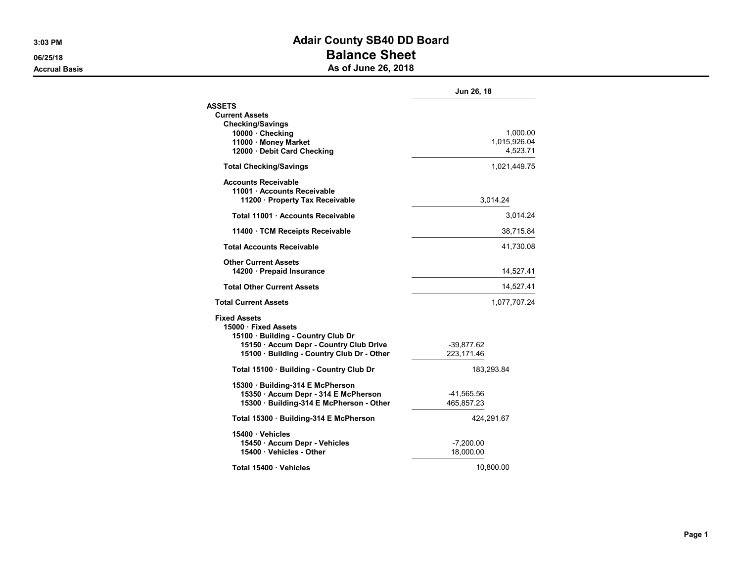# Adair County SB40 DD Board

## Balance Sheet

### As of June 26, 2018

3:03 PM
06/25/18
Accrual Basis

| | | Jun 26, 18 |
|---|---|---|
| **ASSETS** | | |
| **Current Assets** | | |
| **Checking/Savings** | | |
| **10000 · Checking** | | 1,000.00 |
| **11000 · Money Market** | | 1,015,926.04 |
| **12000 · Debit Card Checking** | | 4,523.71 |
| **Total Checking/Savings** | | 1,021,449.75 |
| **Accounts Receivable** | | |
| **11001 · Accounts Receivable** | | |
| **11200 · Property Tax Receivable** | 3,014.24 | |
| **Total 11001 · Accounts Receivable** | | 3,014.24 |
| **11400 · TCM Receipts Receivable** | | 38,715.84 |
| **Total Accounts Receivable** | | 41,730.08 |
| **Other Current Assets** | | |
| **14200 · Prepaid Insurance** | | 14,527.41 |
| **Total Other Current Assets** | | 14,527.41 |
| **Total Current Assets** | | 1,077,707.24 |
| **Fixed Assets** | | |
| **15000 · Fixed Assets** | | |
| **15100 · Building - Country Club Dr** | | |
| **15150 · Accum Depr - Country Club Drive** | -39,877.62 | |
| **15100 · Building - Country Club Dr - Other** | 223,171.46 | |
| **Total 15100 · Building - Country Club Dr** | 183,293.84 | |
| **15300 · Building-314 E McPherson** | | |
| **15350 · Accum Depr - 314 E McPherson** | -41,565.56 | |
| **15300 · Building-314 E McPherson - Other** | 465,857.23 | |
| **Total 15300 · Building-314 E McPherson** | 424,291.67 | |
| **15400 · Vehicles** | | |
| **15450 · Accum Depr - Vehicles** | -7,200.00 | |
| **15400 · Vehicles - Other** | 18,000.00 | |
| **Total 15400 · Vehicles** | 10,800.00 | |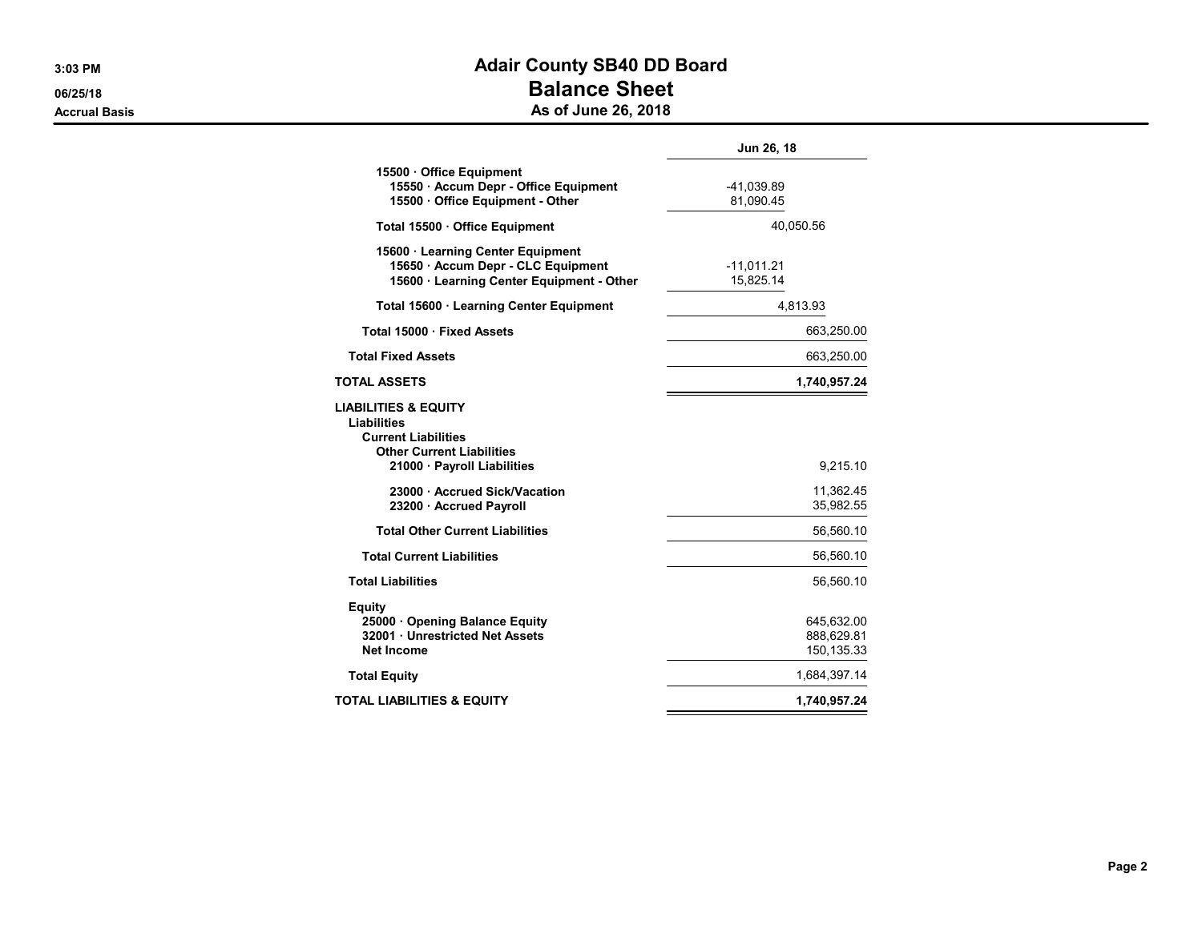# Adair County SB40 DD Board
## Balance Sheet
### As of June 26, 2018

3:03 PM
06/25/18
Accrual Basis

| | | Jun 26, 18 |
|---|---|---|
| 15500 · Office Equipment | | |
| 15550 · Accum Depr - Office Equipment | -41,039.89 | |
| 15500 · Office Equipment - Other | 81,090.45 | |
| Total 15500 · Office Equipment | 40,050.56 | |
| 15600 · Learning Center Equipment | | |
| 15650 · Accum Depr - CLC Equipment | -11,011.21 | |
| 15600 · Learning Center Equipment - Other | 15,825.14 | |
| Total 15600 · Learning Center Equipment | 4,813.93 | |
| Total 15000 · Fixed Assets | | 663,250.00 |
| Total Fixed Assets | | 663,250.00 |
| **TOTAL ASSETS** | | **1,740,957.24** |
| **LIABILITIES & EQUITY** | | |
| Liabilities | | |
| Current Liabilities | | |
| Other Current Liabilities | | |
| 21000 · Payroll Liabilities | | 9,215.10 |
| 23000 · Accrued Sick/Vacation | | 11,362.45 |
| 23200 · Accrued Payroll | | 35,982.55 |
| Total Other Current Liabilities | | 56,560.10 |
| Total Current Liabilities | | 56,560.10 |
| Total Liabilities | | 56,560.10 |
| Equity | | |
| 25000 · Opening Balance Equity | | 645,632.00 |
| 32001 · Unrestricted Net Assets | | 888,629.81 |
| Net Income | | 150,135.33 |
| Total Equity | | 1,684,397.14 |
| **TOTAL LIABILITIES & EQUITY** | | **1,740,957.24** |